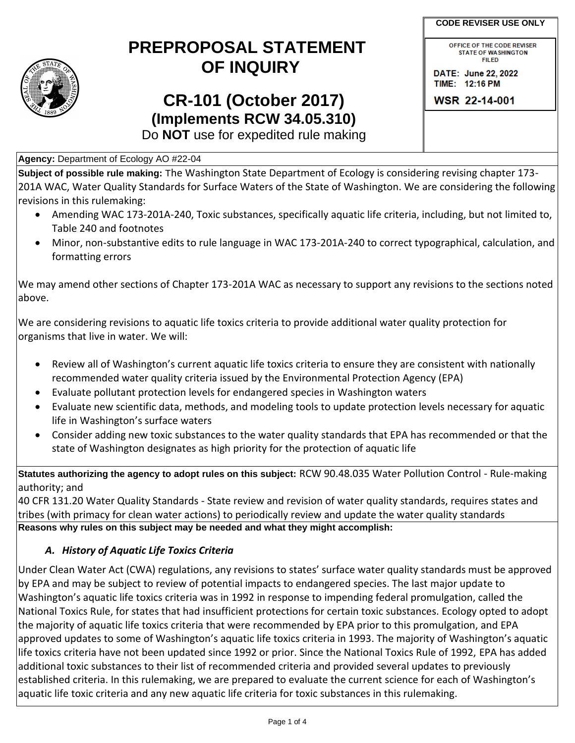# PREPROPOSAL STATEMENT OF INQUIRY

## CR-101 (October 2017)
### (Implements RCW 34.05.310)

Do **NOT** use for expedited rule making

**CODE REVISER USE ONLY**

OFFICE OF THE CODE REVISER
STATE OF WASHINGTON
FILED

DATE: June 22, 2022
TIME: 12:16 PM

WSR 22-14-001

**Agency:** Department of Ecology AO #22-04

**Subject of possible rule making:** The Washington State Department of Ecology is considering revising chapter 173-201A WAC, Water Quality Standards for Surface Waters of the State of Washington. We are considering the following revisions in this rulemaking:

- Amending WAC 173-201A-240, Toxic substances, specifically aquatic life criteria, including, but not limited to, Table 240 and footnotes
- Minor, non-substantive edits to rule language in WAC 173-201A-240 to correct typographical, calculation, and formatting errors

We may amend other sections of Chapter 173-201A WAC as necessary to support any revisions to the sections noted above.

We are considering revisions to aquatic life toxics criteria to provide additional water quality protection for organisms that live in water. We will:

- Review all of Washington's current aquatic life toxics criteria to ensure they are consistent with nationally recommended water quality criteria issued by the Environmental Protection Agency (EPA)
- Evaluate pollutant protection levels for endangered species in Washington waters
- Evaluate new scientific data, methods, and modeling tools to update protection levels necessary for aquatic life in Washington's surface waters
- Consider adding new toxic substances to the water quality standards that EPA has recommended or that the state of Washington designates as high priority for the protection of aquatic life

**Statutes authorizing the agency to adopt rules on this subject:** RCW 90.48.035 Water Pollution Control - Rule-making authority; and

40 CFR 131.20 Water Quality Standards - State review and revision of water quality standards, requires states and tribes (with primacy for clean water actions) to periodically review and update the water quality standards

**Reasons why rules on this subject may be needed and what they might accomplish:**

***A. History of Aquatic Life Toxics Criteria***

Under Clean Water Act (CWA) regulations, any revisions to states' surface water quality standards must be approved by EPA and may be subject to review of potential impacts to endangered species. The last major update to Washington's aquatic life toxics criteria was in 1992 in response to impending federal promulgation, called the National Toxics Rule, for states that had insufficient protections for certain toxic substances. Ecology opted to adopt the majority of aquatic life toxics criteria that were recommended by EPA prior to this promulgation, and EPA approved updates to some of Washington's aquatic life toxics criteria in 1993. The majority of Washington's aquatic life toxics criteria have not been updated since 1992 or prior. Since the National Toxics Rule of 1992, EPA has added additional toxic substances to their list of recommended criteria and provided several updates to previously established criteria. In this rulemaking, we are prepared to evaluate the current science for each of Washington's aquatic life toxic criteria and any new aquatic life criteria for toxic substances in this rulemaking.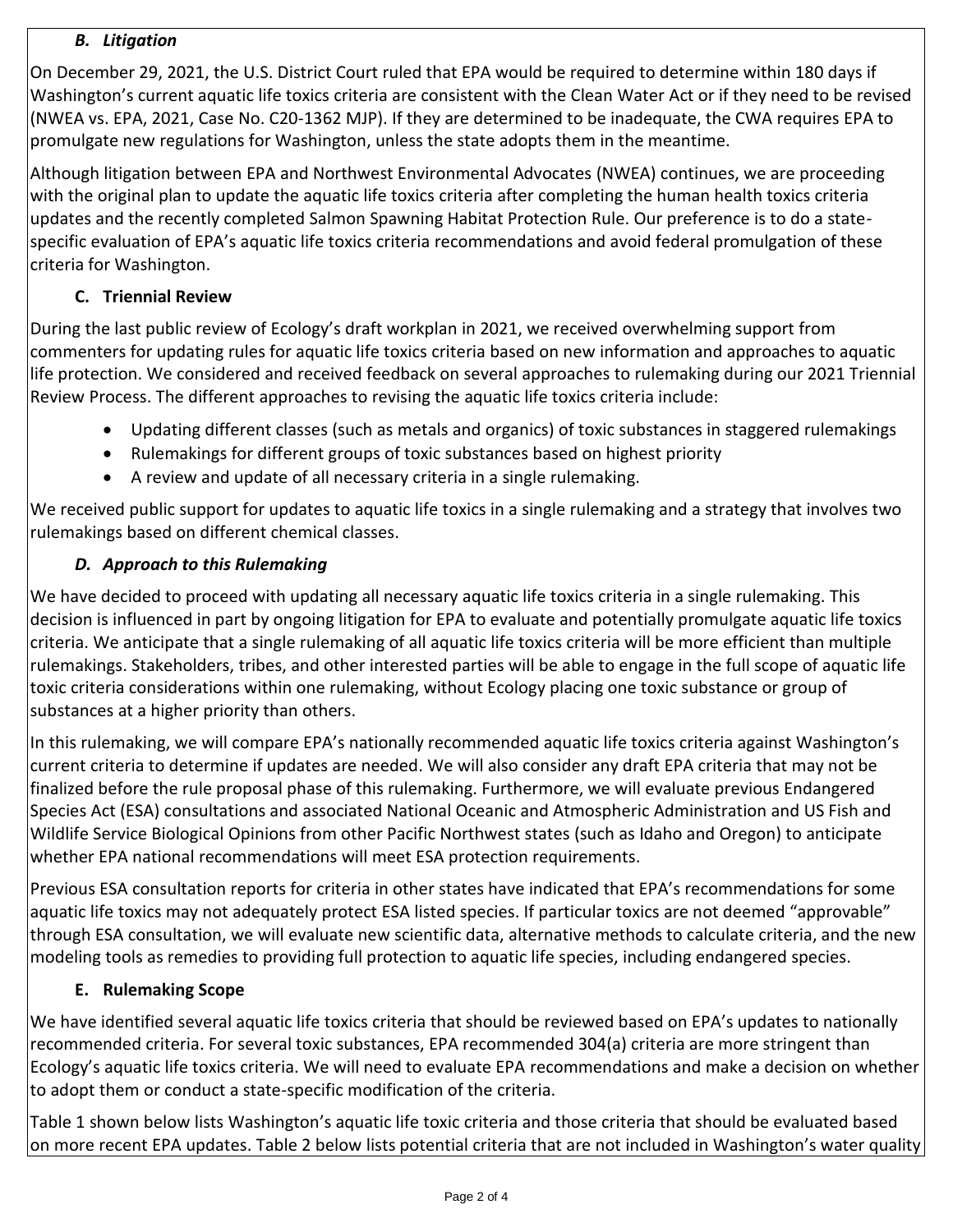### *B. Litigation*

On December 29, 2021, the U.S. District Court ruled that EPA would be required to determine within 180 days if Washington's current aquatic life toxics criteria are consistent with the Clean Water Act or if they need to be revised (NWEA vs. EPA, 2021, Case No. C20-1362 MJP). If they are determined to be inadequate, the CWA requires EPA to promulgate new regulations for Washington, unless the state adopts them in the meantime.

Although litigation between EPA and Northwest Environmental Advocates (NWEA) continues, we are proceeding with the original plan to update the aquatic life toxics criteria after completing the human health toxics criteria updates and the recently completed Salmon Spawning Habitat Protection Rule. Our preference is to do a state-specific evaluation of EPA's aquatic life toxics criteria recommendations and avoid federal promulgation of these criteria for Washington.

### C. Triennial Review

During the last public review of Ecology's draft workplan in 2021, we received overwhelming support from commenters for updating rules for aquatic life toxics criteria based on new information and approaches to aquatic life protection. We considered and received feedback on several approaches to rulemaking during our 2021 Triennial Review Process. The different approaches to revising the aquatic life toxics criteria include:

- Updating different classes (such as metals and organics) of toxic substances in staggered rulemakings
- Rulemakings for different groups of toxic substances based on highest priority
- A review and update of all necessary criteria in a single rulemaking.

We received public support for updates to aquatic life toxics in a single rulemaking and a strategy that involves two rulemakings based on different chemical classes.

### *D. Approach to this Rulemaking*

We have decided to proceed with updating all necessary aquatic life toxics criteria in a single rulemaking. This decision is influenced in part by ongoing litigation for EPA to evaluate and potentially promulgate aquatic life toxics criteria. We anticipate that a single rulemaking of all aquatic life toxics criteria will be more efficient than multiple rulemakings. Stakeholders, tribes, and other interested parties will be able to engage in the full scope of aquatic life toxic criteria considerations within one rulemaking, without Ecology placing one toxic substance or group of substances at a higher priority than others.

In this rulemaking, we will compare EPA's nationally recommended aquatic life toxics criteria against Washington's current criteria to determine if updates are needed. We will also consider any draft EPA criteria that may not be finalized before the rule proposal phase of this rulemaking. Furthermore, we will evaluate previous Endangered Species Act (ESA) consultations and associated National Oceanic and Atmospheric Administration and US Fish and Wildlife Service Biological Opinions from other Pacific Northwest states (such as Idaho and Oregon) to anticipate whether EPA national recommendations will meet ESA protection requirements.

Previous ESA consultation reports for criteria in other states have indicated that EPA's recommendations for some aquatic life toxics may not adequately protect ESA listed species. If particular toxics are not deemed "approvable" through ESA consultation, we will evaluate new scientific data, alternative methods to calculate criteria, and the new modeling tools as remedies to providing full protection to aquatic life species, including endangered species.

### E. Rulemaking Scope

We have identified several aquatic life toxics criteria that should be reviewed based on EPA's updates to nationally recommended criteria. For several toxic substances, EPA recommended 304(a) criteria are more stringent than Ecology's aquatic life toxics criteria. We will need to evaluate EPA recommendations and make a decision on whether to adopt them or conduct a state-specific modification of the criteria.

Table 1 shown below lists Washington's aquatic life toxic criteria and those criteria that should be evaluated based on more recent EPA updates. Table 2 below lists potential criteria that are not included in Washington's water quality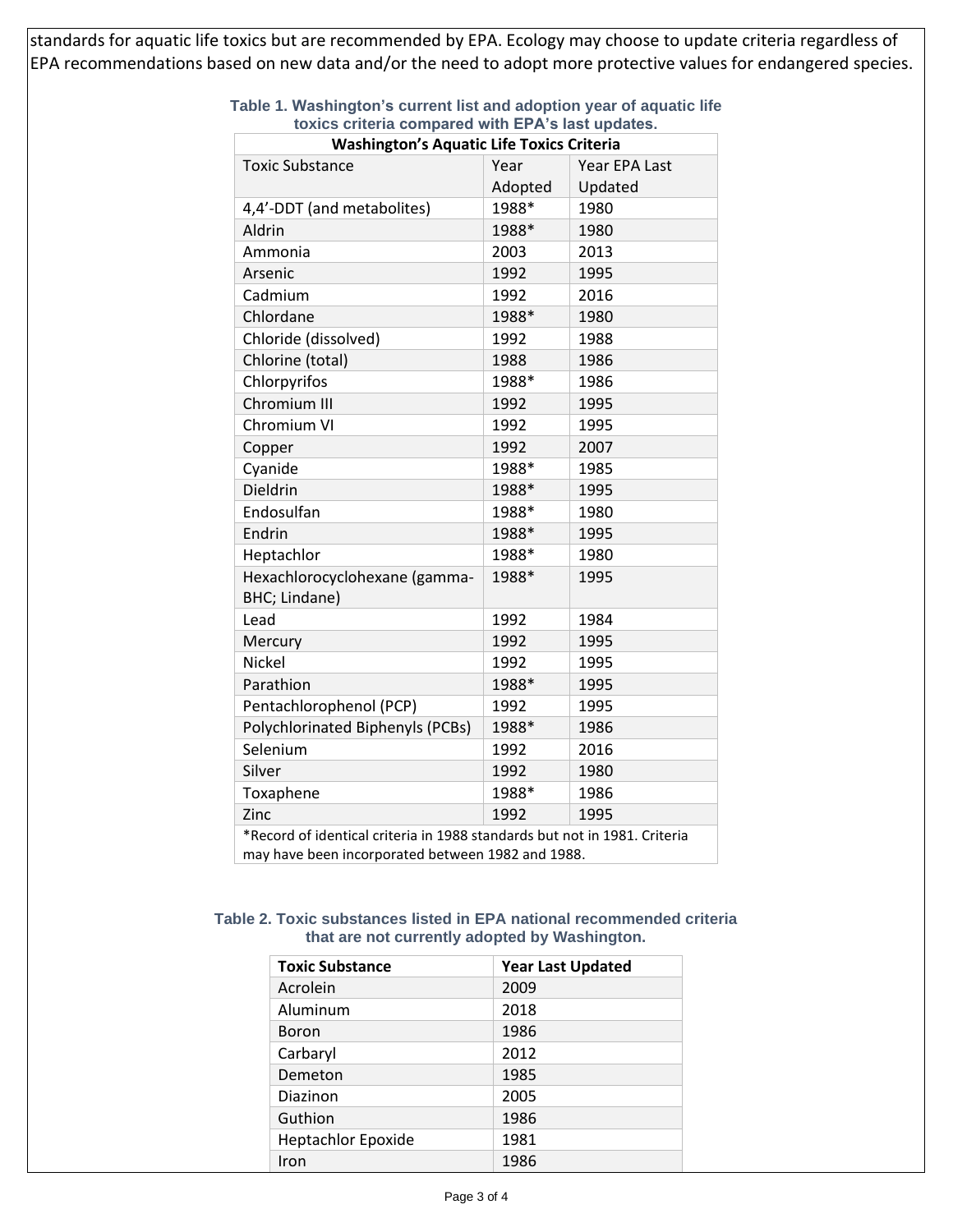standards for aquatic life toxics but are recommended by EPA. Ecology may choose to update criteria regardless of EPA recommendations based on new data and/or the need to adopt more protective values for endangered species.

**Table 1. Washington's current list and adoption year of aquatic life toxics criteria compared with EPA's last updates.**

| Washington's Aquatic Life Toxics Criteria | | |
|---|---|---|
| Toxic Substance | Year Adopted | Year EPA Last Updated |
| 4,4'-DDT (and metabolites) | 1988* | 1980 |
| Aldrin | 1988* | 1980 |
| Ammonia | 2003 | 2013 |
| Arsenic | 1992 | 1995 |
| Cadmium | 1992 | 2016 |
| Chlordane | 1988* | 1980 |
| Chloride (dissolved) | 1992 | 1988 |
| Chlorine (total) | 1988 | 1986 |
| Chlorpyrifos | 1988* | 1986 |
| Chromium III | 1992 | 1995 |
| Chromium VI | 1992 | 1995 |
| Copper | 1992 | 2007 |
| Cyanide | 1988* | 1985 |
| Dieldrin | 1988* | 1995 |
| Endosulfan | 1988* | 1980 |
| Endrin | 1988* | 1995 |
| Heptachlor | 1988* | 1980 |
| Hexachlorocyclohexane (gamma-BHC; Lindane) | 1988* | 1995 |
| Lead | 1992 | 1984 |
| Mercury | 1992 | 1995 |
| Nickel | 1992 | 1995 |
| Parathion | 1988* | 1995 |
| Pentachlorophenol (PCP) | 1992 | 1995 |
| Polychlorinated Biphenyls (PCBs) | 1988* | 1986 |
| Selenium | 1992 | 2016 |
| Silver | 1992 | 1980 |
| Toxaphene | 1988* | 1986 |
| Zinc | 1992 | 1995 |

*Record of identical criteria in 1988 standards but not in 1981. Criteria may have been incorporated between 1982 and 1988.

**Table 2. Toxic substances listed in EPA national recommended criteria that are not currently adopted by Washington.**

| Toxic Substance | Year Last Updated |
|---|---|
| Acrolein | 2009 |
| Aluminum | 2018 |
| Boron | 1986 |
| Carbaryl | 2012 |
| Demeton | 1985 |
| Diazinon | 2005 |
| Guthion | 1986 |
| Heptachlor Epoxide | 1981 |
| Iron | 1986 |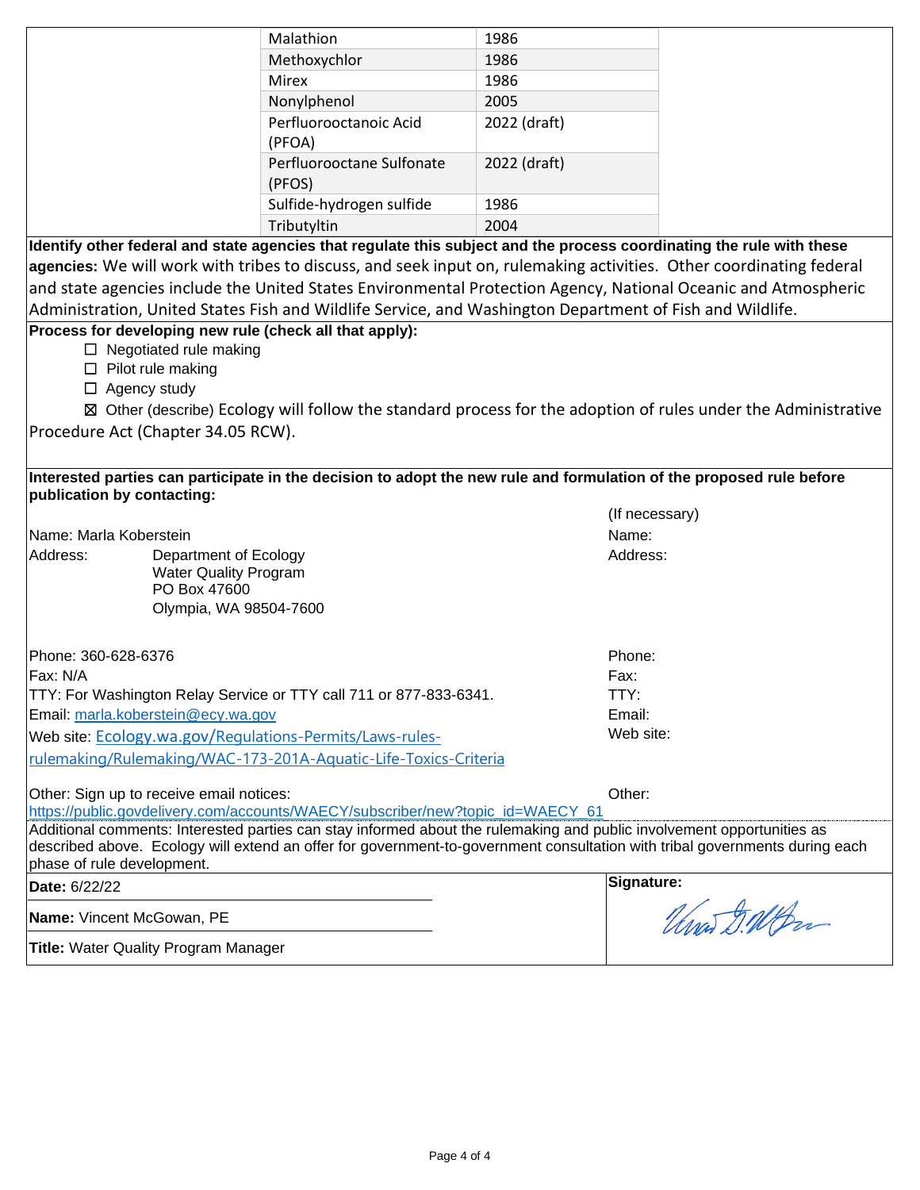| | |
|---|---|
| Malathion | 1986 |
| Methoxychlor | 1986 |
| Mirex | 1986 |
| Nonylphenol | 2005 |
| Perfluorooctanoic Acid (PFOA) | 2022 (draft) |
| Perfluorooctane Sulfonate (PFOS) | 2022 (draft) |
| Sulfide-hydrogen sulfide | 1986 |
| Tributyltin | 2004 |

**Identify other federal and state agencies that regulate this subject and the process coordinating the rule with these agencies:** We will work with tribes to discuss, and seek input on, rulemaking activities. Other coordinating federal and state agencies include the United States Environmental Protection Agency, National Oceanic and Atmospheric Administration, United States Fish and Wildlife Service, and Washington Department of Fish and Wildlife.

**Process for developing new rule (check all that apply):**

- ☐ Negotiated rule making
- ☐ Pilot rule making
- ☐ Agency study
- ☒ Other (describe) Ecology will follow the standard process for the adoption of rules under the Administrative Procedure Act (Chapter 34.05 RCW).

**Interested parties can participate in the decision to adopt the new rule and formulation of the proposed rule before publication by contacting:**

Name: Marla Koberstein

Address: Department of Ecology
Water Quality Program
PO Box 47600
Olympia, WA 98504-7600

Phone: 360-628-6376

Fax: N/A

TTY: For Washington Relay Service or TTY call 711 or 877-833-6341.

Email: marla.koberstein@ecy.wa.gov

Web site: Ecology.wa.gov/Regulations-Permits/Laws-rules-rulemaking/Rulemaking/WAC-173-201A-Aquatic-Life-Toxics-Criteria

Other: Sign up to receive email notices: https://public.govdelivery.com/accounts/WAECY/subscriber/new?topic_id=WAECY_61

(If necessary)
Name:
Address:
Phone:
Fax:
TTY:
Email:
Web site:
Other:

Additional comments: Interested parties can stay informed about the rulemaking and public involvement opportunities as described above. Ecology will extend an offer for government-to-government consultation with tribal governments during each phase of rule development.

**Date:** 6/22/22

**Name:** Vincent McGowan, PE

**Title:** Water Quality Program Manager

**Signature:**